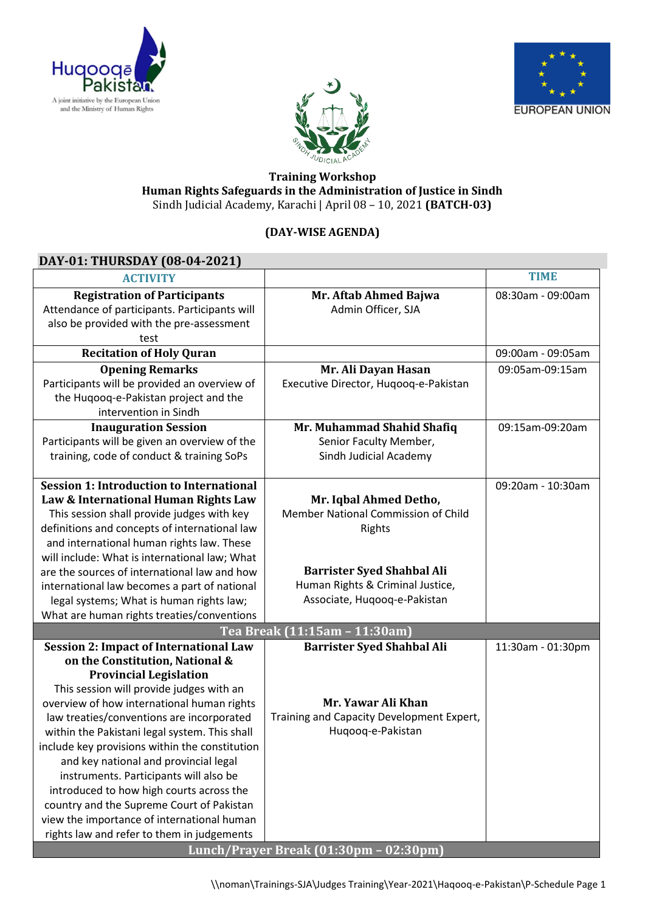Huqooq-e-Pakistan
A joint initiative by the European Union and the Ministry of Human Rights

SINDH JUDICIAL ACADEMY

EUROPEAN UNION

**Training Workshop**
**Human Rights Safeguards in the Administration of Justice in Sindh**
Sindh Judicial Academy, Karachi | April 08 – 10, 2021 **(BATCH-03)**

**(DAY-WISE AGENDA)**

## DAY-01: THURSDAY (08-04-2021)

| ACTIVITY | | TIME |
|---|---|---|
| **Registration of Participants**<br>Attendance of participants. Participants will also be provided with the pre-assessment test | **Mr. Aftab Ahmed Bajwa**<br>Admin Officer, SJA | 08:30am - 09:00am |
| **Recitation of Holy Quran** | | 09:00am - 09:05am |
| **Opening Remarks**<br>Participants will be provided an overview of the Huqooq-e-Pakistan project and the intervention in Sindh | **Mr. Ali Dayan Hasan**<br>Executive Director, Huqooq-e-Pakistan | 09:05am-09:15am |
| **Inauguration Session**<br>Participants will be given an overview of the training, code of conduct & training SoPs | **Mr. Muhammad Shahid Shafiq**<br>Senior Faculty Member,<br>Sindh Judicial Academy | 09:15am-09:20am |
| **Session 1: Introduction to International Law & International Human Rights Law**<br>This session shall provide judges with key definitions and concepts of international law and international human rights law. These will include: What is international law; What are the sources of international law and how international law becomes a part of national legal systems; What is human rights law; What are human rights treaties/conventions | **Mr. Iqbal Ahmed Detho,**<br>Member National Commission of Child Rights<br><br>**Barrister Syed Shahbal Ali**<br>Human Rights & Criminal Justice, Associate, Huqooq-e-Pakistan | 09:20am - 10:30am |
| **Tea Break (11:15am – 11:30am)** | | |
| **Session 2: Impact of International Law on the Constitution, National & Provincial Legislation**<br>This session will provide judges with an overview of how international human rights law treaties/conventions are incorporated within the Pakistani legal system. This shall include key provisions within the constitution and key national and provincial legal instruments. Participants will also be introduced to how high courts across the country and the Supreme Court of Pakistan view the importance of international human rights law and refer to them in judgements | **Barrister Syed Shahbal Ali**<br><br>**Mr. Yawar Ali Khan**<br>Training and Capacity Development Expert, Huqooq-e-Pakistan | 11:30am - 01:30pm |
| **Lunch/Prayer Break (01:30pm – 02:30pm)** | | |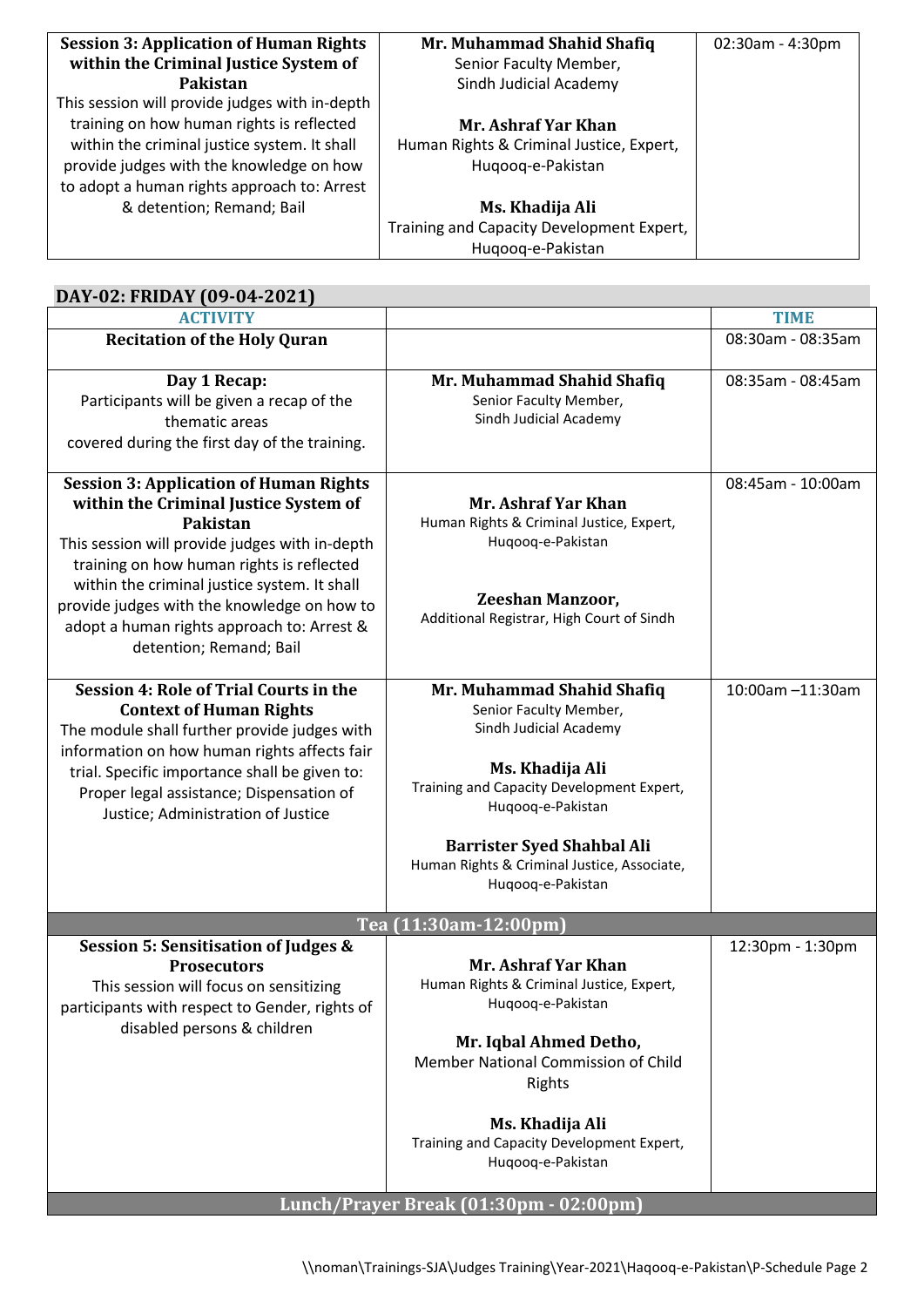| | | |
|---|---|---|
| **Session 3: Application of Human Rights within the Criminal Justice System of Pakistan**<br>This session will provide judges with in-depth training on how human rights is reflected within the criminal justice system. It shall provide judges with the knowledge on how to adopt a human rights approach to: Arrest & detention; Remand; Bail | **Mr. Muhammad Shahid Shafiq**<br>Senior Faculty Member,<br>Sindh Judicial Academy<br><br>**Mr. Ashraf Yar Khan**<br>Human Rights & Criminal Justice, Expert,<br>Huqooq-e-Pakistan<br><br>**Ms. Khadija Ali**<br>Training and Capacity Development Expert,<br>Huqooq-e-Pakistan | 02:30am - 4:30pm |

## DAY-02: FRIDAY (09-04-2021)

| ACTIVITY | | TIME |
|---|---|---|
| **Recitation of the Holy Quran** | | 08:30am - 08:35am |
| **Day 1 Recap:**<br>Participants will be given a recap of the thematic areas covered during the first day of the training. | **Mr. Muhammad Shahid Shafiq**<br>Senior Faculty Member,<br>Sindh Judicial Academy | 08:35am - 08:45am |
| **Session 3: Application of Human Rights within the Criminal Justice System of Pakistan**<br>This session will provide judges with in-depth training on how human rights is reflected within the criminal justice system. It shall provide judges with the knowledge on how to adopt a human rights approach to: Arrest & detention; Remand; Bail | **Mr. Ashraf Yar Khan**<br>Human Rights & Criminal Justice, Expert,<br>Huqooq-e-Pakistan<br><br>**Zeeshan Manzoor,**<br>Additional Registrar, High Court of Sindh | 08:45am - 10:00am |
| **Session 4: Role of Trial Courts in the Context of Human Rights**<br>The module shall further provide judges with information on how human rights affects fair trial. Specific importance shall be given to: Proper legal assistance; Dispensation of Justice; Administration of Justice | **Mr. Muhammad Shahid Shafiq**<br>Senior Faculty Member,<br>Sindh Judicial Academy<br><br>**Ms. Khadija Ali**<br>Training and Capacity Development Expert,<br>Huqooq-e-Pakistan<br><br>**Barrister Syed Shahbal Ali**<br>Human Rights & Criminal Justice, Associate,<br>Huqooq-e-Pakistan | 10:00am –11:30am |
| | **Tea (11:30am-12:00pm)** | |
| **Session 5: Sensitisation of Judges & Prosecutors**<br>This session will focus on sensitizing participants with respect to Gender, rights of disabled persons & children | **Mr. Ashraf Yar Khan**<br>Human Rights & Criminal Justice, Expert,<br>Huqooq-e-Pakistan<br><br>**Mr. Iqbal Ahmed Detho,**<br>Member National Commission of Child Rights<br><br>**Ms. Khadija Ali**<br>Training and Capacity Development Expert,<br>Huqooq-e-Pakistan | 12:30pm - 1:30pm |
| | **Lunch/Prayer Break (01:30pm - 02:00pm)** | |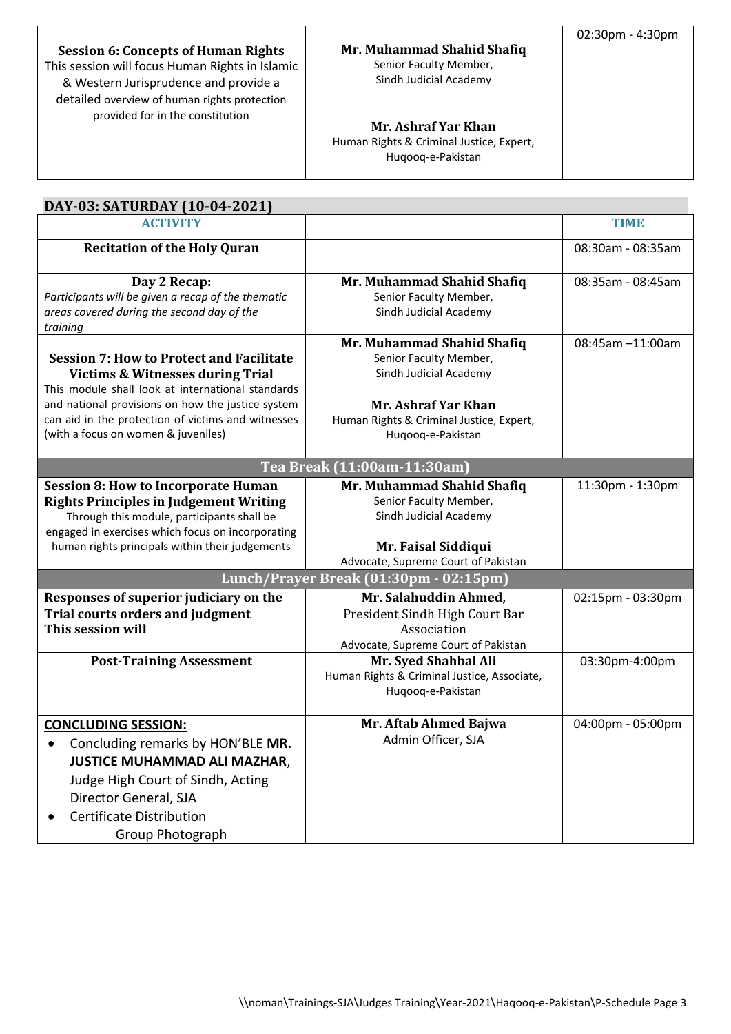| | | |
|---|---|---|
| **Session 6: Concepts of Human Rights** This session will focus Human Rights in Islamic & Western Jurisprudence and provide a detailed overview of human rights protection provided for in the constitution | **Mr. Muhammad Shahid Shafiq** Senior Faculty Member, Sindh Judicial Academy<br><br>**Mr. Ashraf Yar Khan** Human Rights & Criminal Justice, Expert, Huqooq-e-Pakistan | 02:30pm - 4:30pm |

## DAY-03: SATURDAY (10-04-2021)

| ACTIVITY | | TIME |
|---|---|---|
| **Recitation of the Holy Quran** | | 08:30am - 08:35am |
| **Day 2 Recap:** *Participants will be given a recap of the thematic areas covered during the second day of the training* | **Mr. Muhammad Shahid Shafiq** Senior Faculty Member, Sindh Judicial Academy | 08:35am - 08:45am |
| **Session 7: How to Protect and Facilitate Victims & Witnesses during Trial** This module shall look at international standards and national provisions on how the justice system can aid in the protection of victims and witnesses (with a focus on women & juveniles) | **Mr. Muhammad Shahid Shafiq** Senior Faculty Member, Sindh Judicial Academy<br><br>**Mr. Ashraf Yar Khan** Human Rights & Criminal Justice, Expert, Huqooq-e-Pakistan | 08:45am –11:00am |
| **Tea Break (11:00am-11:30am)** | | |
| **Session 8: How to Incorporate Human Rights Principles in Judgement Writing** Through this module, participants shall be engaged in exercises which focus on incorporating human rights principals within their judgements | **Mr. Muhammad Shahid Shafiq** Senior Faculty Member, Sindh Judicial Academy<br><br>**Mr. Faisal Siddiqui** Advocate, Supreme Court of Pakistan | 11:30pm - 1:30pm |
| **Lunch/Prayer Break (01:30pm - 02:15pm)** | | |
| **Responses of superior judiciary on the Trial courts orders and judgment** **This session will** | **Mr. Salahuddin Ahmed,** President Sindh High Court Bar Association Advocate, Supreme Court of Pakistan | 02:15pm - 03:30pm |
| **Post-Training Assessment** | **Mr. Syed Shahbal Ali** Human Rights & Criminal Justice, Associate, Huqooq-e-Pakistan | 03:30pm-4:00pm |
| **CONCLUDING SESSION:**<br>• Concluding remarks by HON'BLE **MR. JUSTICE MUHAMMAD ALI MAZHAR**, Judge High Court of Sindh, Acting Director General, SJA<br>• Certificate Distribution<br>Group Photograph | **Mr. Aftab Ahmed Bajwa** Admin Officer, SJA | 04:00pm - 05:00pm |